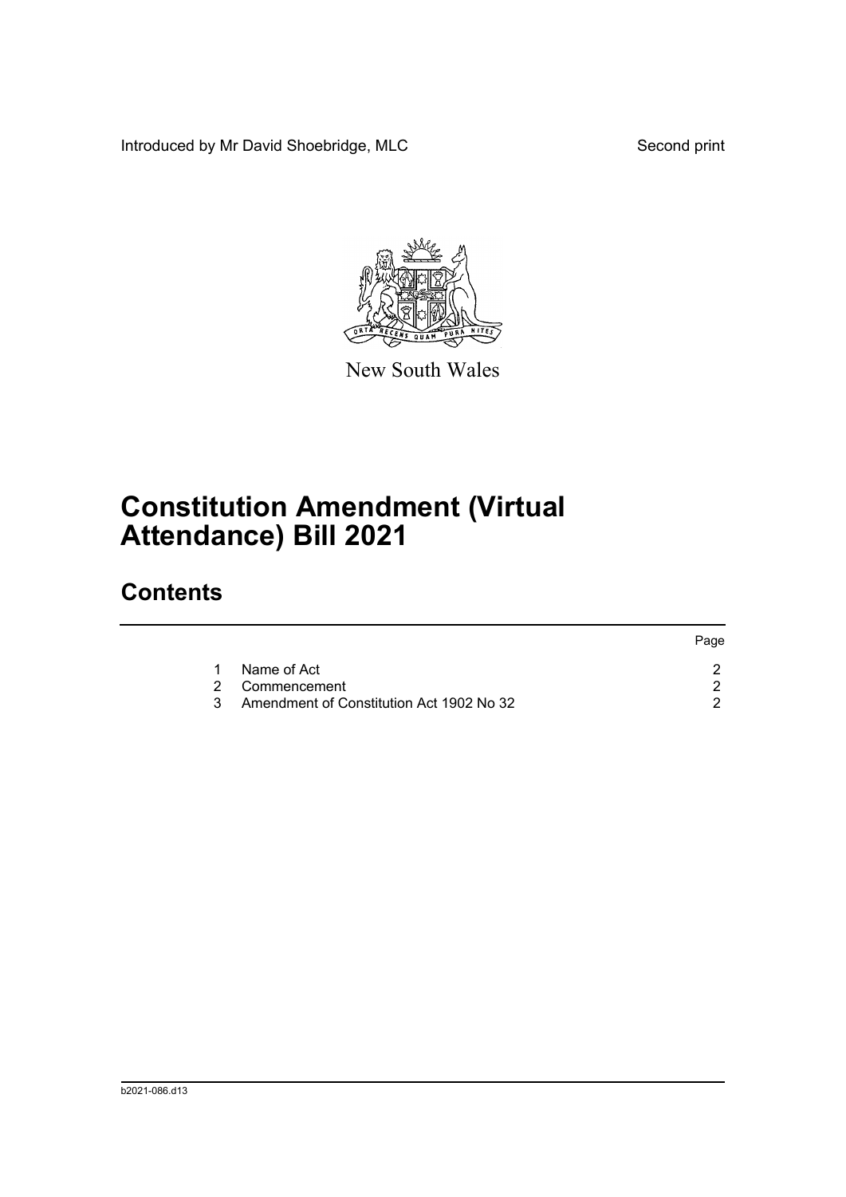Introduced by Mr David Shoebridge, MLC

Second print

New South Wales

# Constitution Amendment (Virtual Attendance) Bill 2021

## Contents

| | | Page |
|---|---|---|
| 1 | Name of Act | 2 |
| 2 | Commencement | 2 |
| 3 | Amendment of Constitution Act 1902 No 32 | 2 |

b2021-086.d13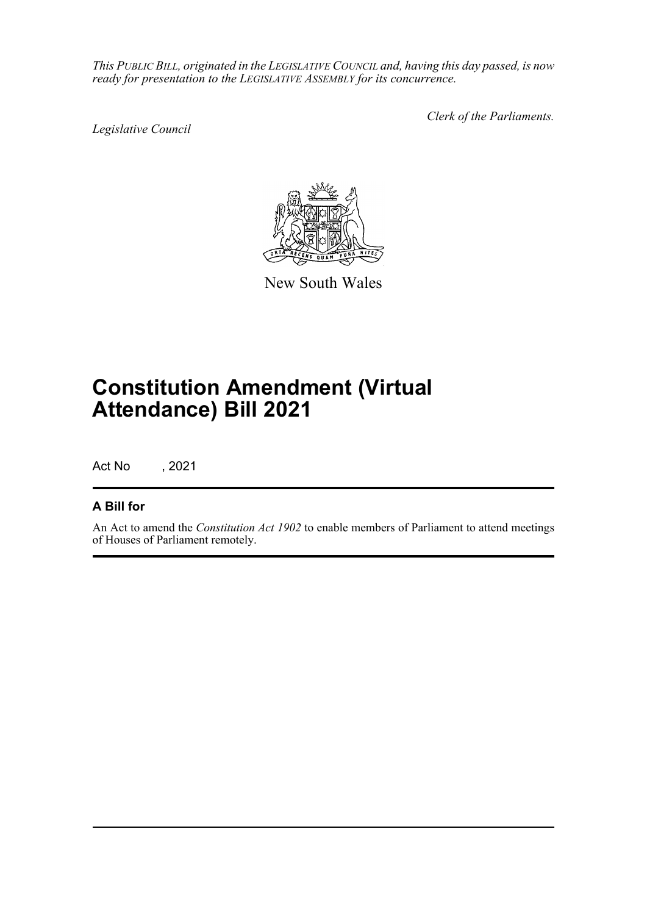*This PUBLIC BILL, originated in the LEGISLATIVE COUNCIL and, having this day passed, is now ready for presentation to the LEGISLATIVE ASSEMBLY for its concurrence.*

*Clerk of the Parliaments.*

*Legislative Council*

New South Wales

# Constitution Amendment (Virtual Attendance) Bill 2021

Act No , 2021

## A Bill for

An Act to amend the *Constitution Act 1902* to enable members of Parliament to attend meetings of Houses of Parliament remotely.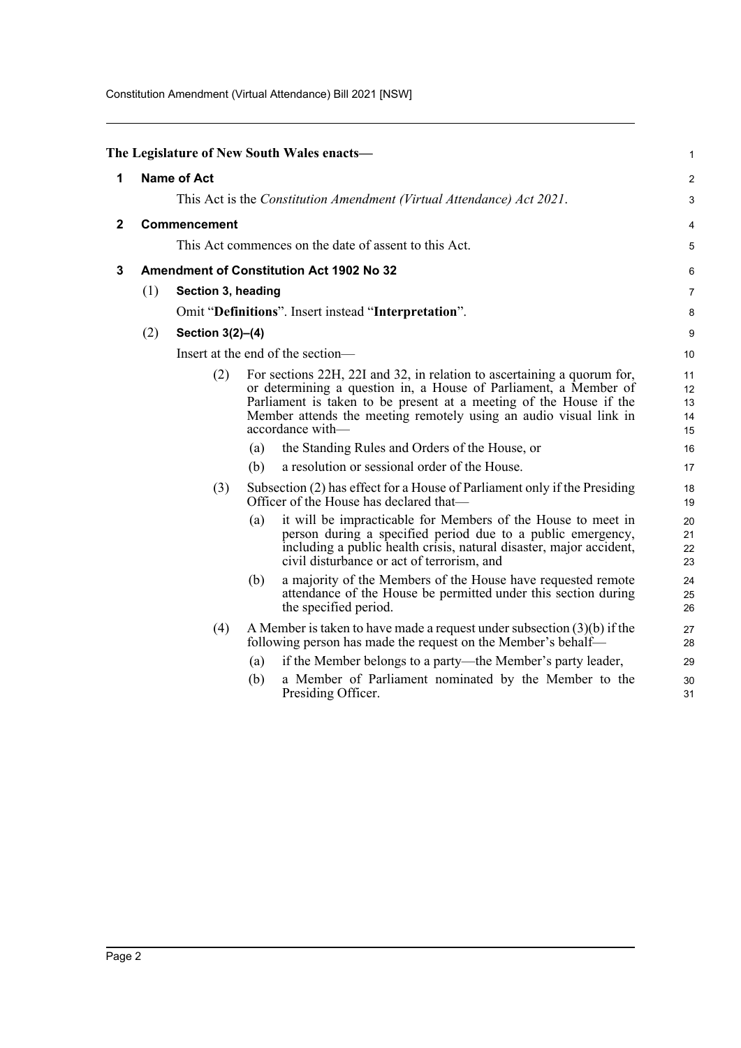**The Legislature of New South Wales enacts—**

## 1 Name of Act

This Act is the *Constitution Amendment (Virtual Attendance) Act 2021*.

## 2 Commencement

This Act commences on the date of assent to this Act.

## 3 Amendment of Constitution Act 1902 No 32

### (1) Section 3, heading

Omit "**Definitions**". Insert instead "**Interpretation**".

### (2) Section 3(2)–(4)

Insert at the end of the section—

(2) For sections 22H, 22I and 32, in relation to ascertaining a quorum for, or determining a question in, a House of Parliament, a Member of Parliament is taken to be present at a meeting of the House if the Member attends the meeting remotely using an audio visual link in accordance with—

- (a) the Standing Rules and Orders of the House, or
- (b) a resolution or sessional order of the House.

(3) Subsection (2) has effect for a House of Parliament only if the Presiding Officer of the House has declared that—

- (a) it will be impracticable for Members of the House to meet in person during a specified period due to a public emergency, including a public health crisis, natural disaster, major accident, civil disturbance or act of terrorism, and
- (b) a majority of the Members of the House have requested remote attendance of the House be permitted under this section during the specified period.

(4) A Member is taken to have made a request under subsection (3)(b) if the following person has made the request on the Member's behalf—

- (a) if the Member belongs to a party—the Member's party leader,
- (b) a Member of Parliament nominated by the Member to the Presiding Officer.